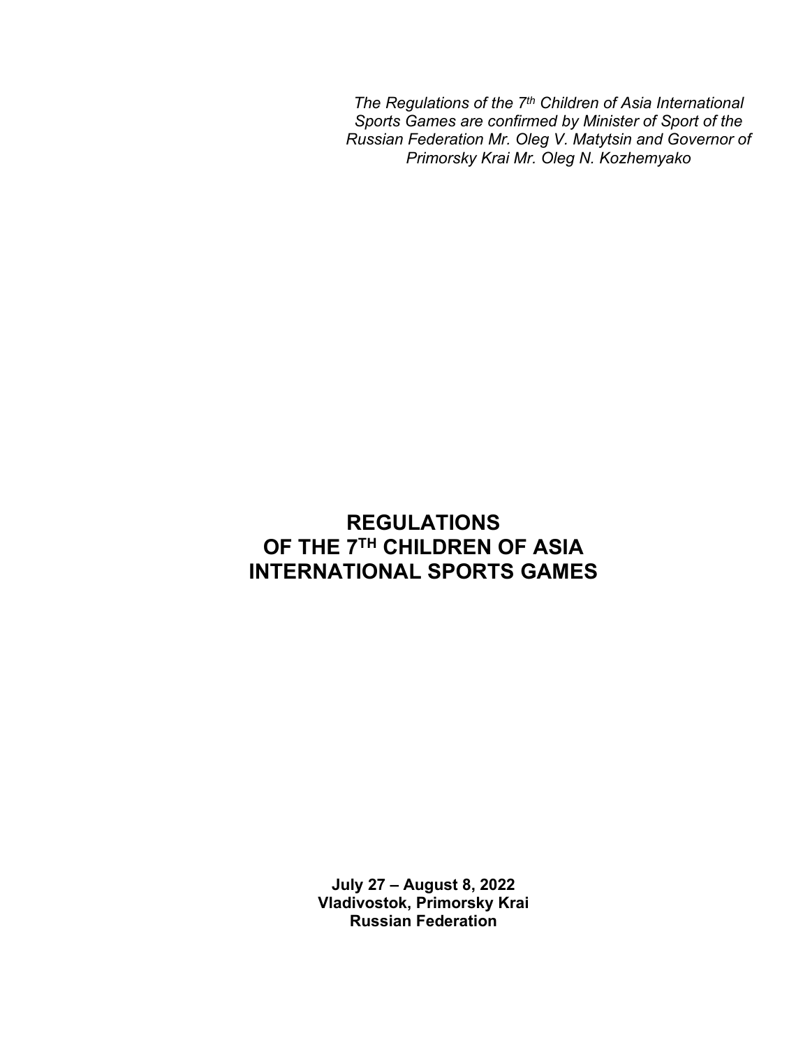*The Regulations of the 7th Children of Asia International Sports Games are confirmed by Minister of Sport of the Russian Federation Mr. Oleg V. Matytsin and Governor of Primorsky Krai Mr. Oleg N. Kozhemyako*

# REGULATIONS OF THE 7TH CHILDREN OF ASIA INTERNATIONAL SPORTS GAMES

**July 27 – August 8, 2022**
**Vladivostok, Primorsky Krai**
**Russian Federation**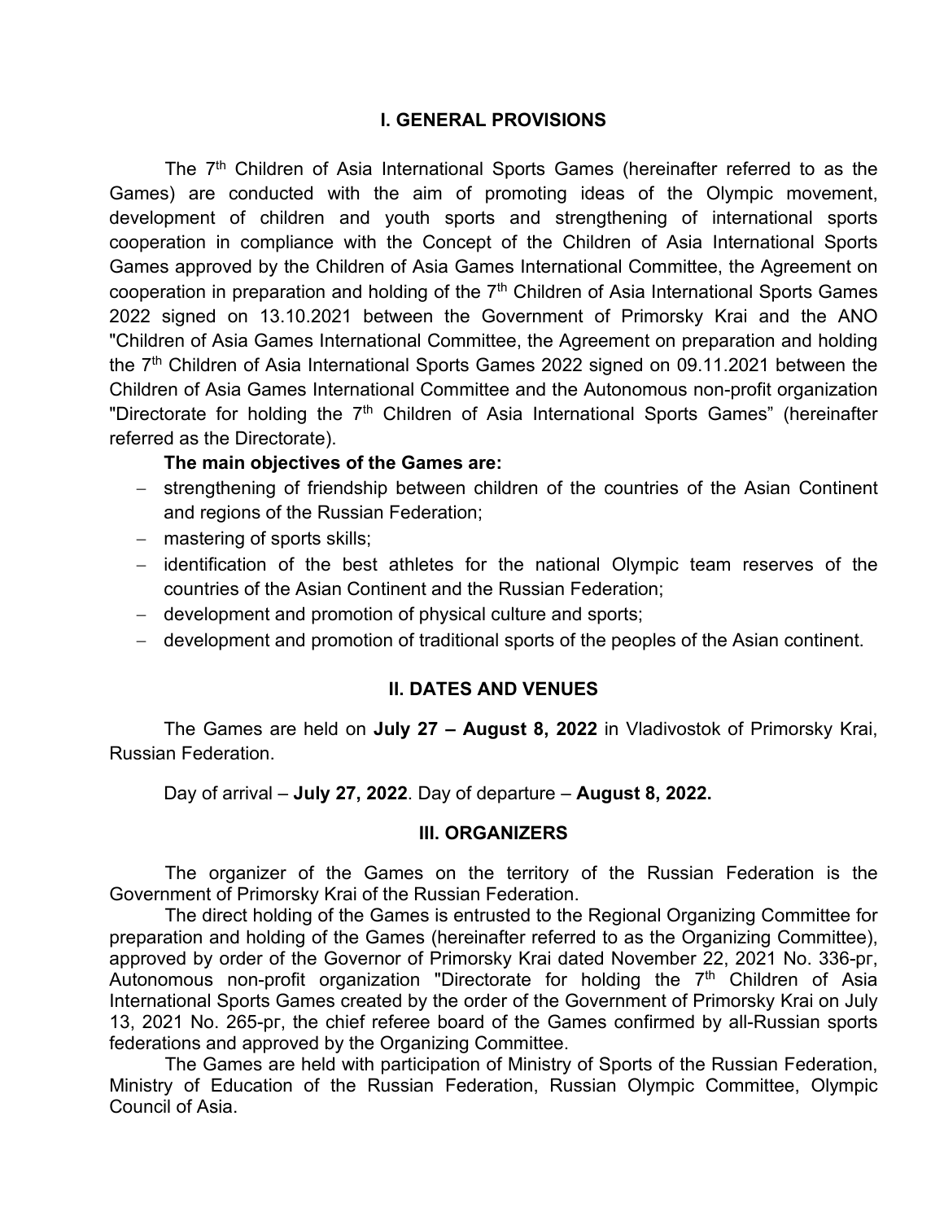## I. GENERAL PROVISIONS

The 7th Children of Asia International Sports Games (hereinafter referred to as the Games) are conducted with the aim of promoting ideas of the Olympic movement, development of children and youth sports and strengthening of international sports cooperation in compliance with the Concept of the Children of Asia International Sports Games approved by the Children of Asia Games International Committee, the Agreement on cooperation in preparation and holding of the 7th Children of Asia International Sports Games 2022 signed on 13.10.2021 between the Government of Primorsky Krai and the ANO "Children of Asia Games International Committee, the Agreement on preparation and holding the 7th Children of Asia International Sports Games 2022 signed on 09.11.2021 between the Children of Asia Games International Committee and the Autonomous non-profit organization "Directorate for holding the 7th Children of Asia International Sports Games" (hereinafter referred as the Directorate).

**The main objectives of the Games are:**

- strengthening of friendship between children of the countries of the Asian Continent and regions of the Russian Federation;
- mastering of sports skills;
- identification of the best athletes for the national Olympic team reserves of the countries of the Asian Continent and the Russian Federation;
- development and promotion of physical culture and sports;
- development and promotion of traditional sports of the peoples of the Asian continent.

## II. DATES AND VENUES

The Games are held on **July 27 – August 8, 2022** in Vladivostok of Primorsky Krai, Russian Federation.

Day of arrival – **July 27, 2022**. Day of departure – **August 8, 2022.**

## III. ORGANIZERS

The organizer of the Games on the territory of the Russian Federation is the Government of Primorsky Krai of the Russian Federation.

The direct holding of the Games is entrusted to the Regional Organizing Committee for preparation and holding of the Games (hereinafter referred to as the Organizing Committee), approved by order of the Governor of Primorsky Krai dated November 22, 2021 No. 336-рг, Autonomous non-profit organization "Directorate for holding the 7th Children of Asia International Sports Games created by the order of the Government of Primorsky Krai on July 13, 2021 No. 265-рг, the chief referee board of the Games confirmed by all-Russian sports federations and approved by the Organizing Committee.

The Games are held with participation of Ministry of Sports of the Russian Federation, Ministry of Education of the Russian Federation, Russian Olympic Committee, Olympic Council of Asia.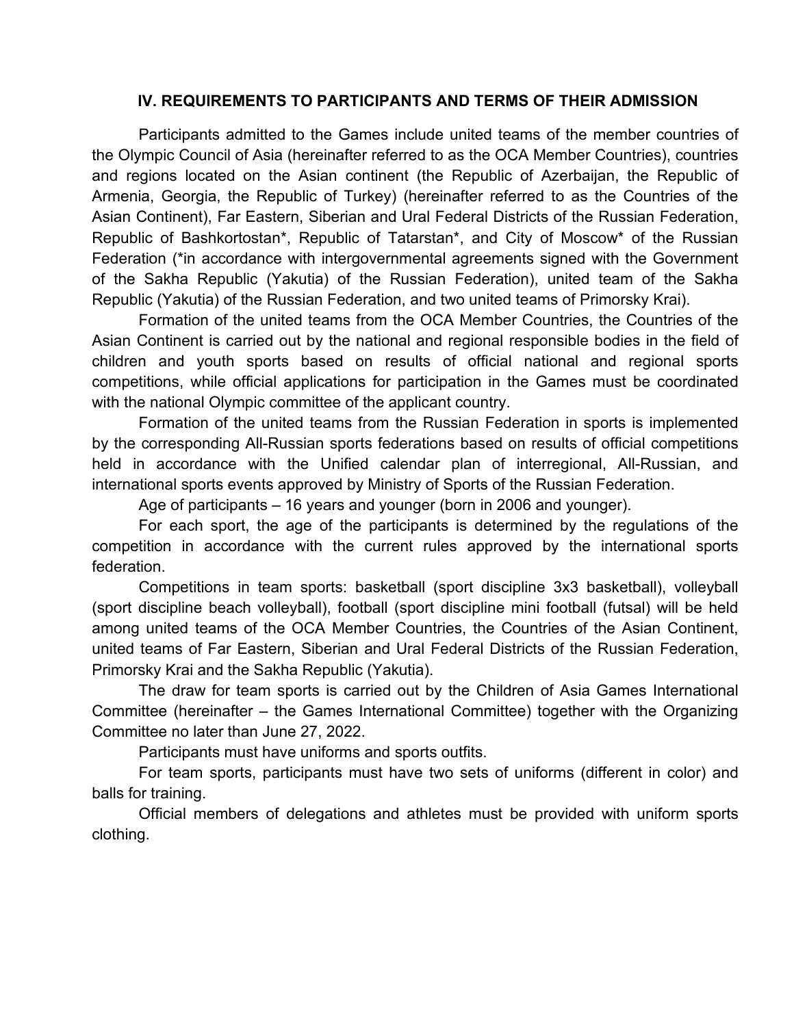## IV. REQUIREMENTS TO PARTICIPANTS AND TERMS OF THEIR ADMISSION

Participants admitted to the Games include united teams of the member countries of the Olympic Council of Asia (hereinafter referred to as the OCA Member Countries), countries and regions located on the Asian continent (the Republic of Azerbaijan, the Republic of Armenia, Georgia, the Republic of Turkey) (hereinafter referred to as the Countries of the Asian Continent), Far Eastern, Siberian and Ural Federal Districts of the Russian Federation, Republic of Bashkortostan*, Republic of Tatarstan*, and City of Moscow* of the Russian Federation (*in accordance with intergovernmental agreements signed with the Government of the Sakha Republic (Yakutia) of the Russian Federation), united team of the Sakha Republic (Yakutia) of the Russian Federation, and two united teams of Primorsky Krai).

Formation of the united teams from the OCA Member Countries, the Countries of the Asian Continent is carried out by the national and regional responsible bodies in the field of children and youth sports based on results of official national and regional sports competitions, while official applications for participation in the Games must be coordinated with the national Olympic committee of the applicant country.

Formation of the united teams from the Russian Federation in sports is implemented by the corresponding All-Russian sports federations based on results of official competitions held in accordance with the Unified calendar plan of interregional, All-Russian, and international sports events approved by Ministry of Sports of the Russian Federation.

Age of participants – 16 years and younger (born in 2006 and younger).

For each sport, the age of the participants is determined by the regulations of the competition in accordance with the current rules approved by the international sports federation.

Competitions in team sports: basketball (sport discipline 3x3 basketball), volleyball (sport discipline beach volleyball), football (sport discipline mini football (futsal) will be held among united teams of the OCA Member Countries, the Countries of the Asian Continent, united teams of Far Eastern, Siberian and Ural Federal Districts of the Russian Federation, Primorsky Krai and the Sakha Republic (Yakutia).

The draw for team sports is carried out by the Children of Asia Games International Committee (hereinafter – the Games International Committee) together with the Organizing Committee no later than June 27, 2022.

Participants must have uniforms and sports outfits.

For team sports, participants must have two sets of uniforms (different in color) and balls for training.

Official members of delegations and athletes must be provided with uniform sports clothing.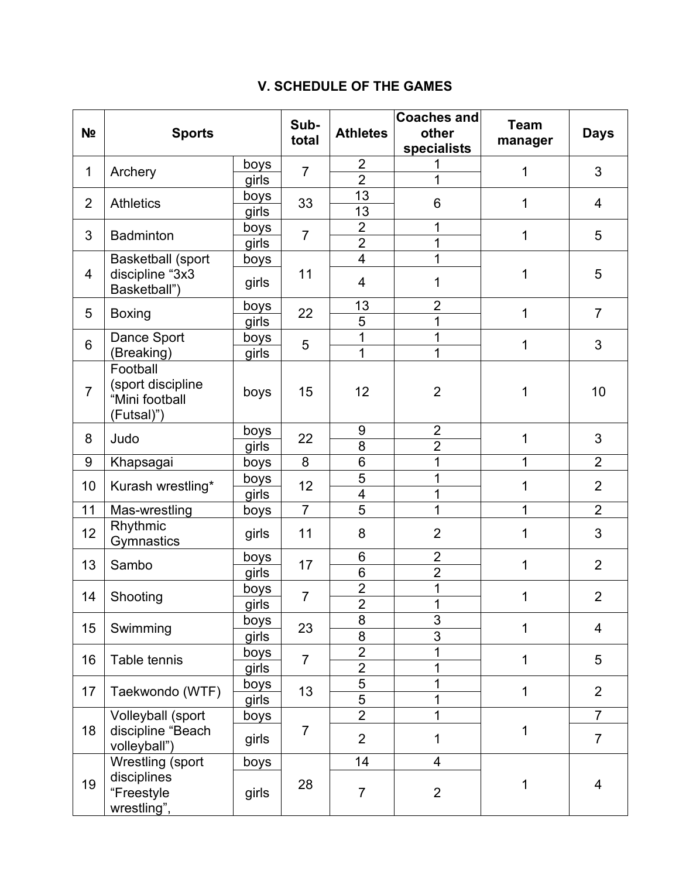## V. SCHEDULE OF THE GAMES

| № | Sports | | Sub-total | Athletes | Coaches and other specialists | Team manager | Days |
|---|---|---|---|---|---|---|---|
| 1 | Archery | boys | 7 | 2 | 1 | 1 | 3 |
| | | girls | | 2 | 1 | | |
| 2 | Athletics | boys | 33 | 13 | 6 | 1 | 4 |
| | | girls | | 13 | | | |
| 3 | Badminton | boys | 7 | 2 | 1 | 1 | 5 |
| | | girls | | 2 | 1 | | |
| 4 | Basketball (sport discipline “3x3 Basketball”) | boys | 11 | 4 | 1 | 1 | 5 |
| | | girls | | 4 | 1 | | |
| 5 | Boxing | boys | 22 | 13 | 2 | 1 | 7 |
| | | girls | | 5 | 1 | | |
| 6 | Dance Sport (Breaking) | boys | 5 | 1 | 1 | 1 | 3 |
| | | girls | | 1 | 1 | | |
| 7 | Football (sport discipline “Mini football (Futsal)”) | boys | 15 | 12 | 2 | 1 | 10 |
| 8 | Judo | boys | 22 | 9 | 2 | 1 | 3 |
| | | girls | | 8 | 2 | | |
| 9 | Khapsagai | boys | 8 | 6 | 1 | 1 | 2 |
| 10 | Kurash wrestling* | boys | 12 | 5 | 1 | 1 | 2 |
| | | girls | | 4 | 1 | | |
| 11 | Mas-wrestling | boys | 7 | 5 | 1 | 1 | 2 |
| 12 | Rhythmic Gymnastics | girls | 11 | 8 | 2 | 1 | 3 |
| 13 | Sambo | boys | 17 | 6 | 2 | 1 | 2 |
| | | girls | | 6 | 2 | | |
| 14 | Shooting | boys | 7 | 2 | 1 | 1 | 2 |
| | | girls | | 2 | 1 | | |
| 15 | Swimming | boys | 23 | 8 | 3 | 1 | 4 |
| | | girls | | 8 | 3 | | |
| 16 | Table tennis | boys | 7 | 2 | 1 | 1 | 5 |
| | | girls | | 2 | 1 | | |
| 17 | Taekwondo (WTF) | boys | 13 | 5 | 1 | 1 | 2 |
| | | girls | | 5 | 1 | | |
| 18 | Volleyball (sport discipline “Beach volleyball”) | boys | 7 | 2 | 1 | 1 | 7 |
| | | girls | | 2 | 1 | | 7 |
| 19 | Wrestling (sport disciplines “Freestyle wrestling”, | boys | 28 | 14 | 4 | 1 | 4 |
| | | girls | | 7 | 2 | | |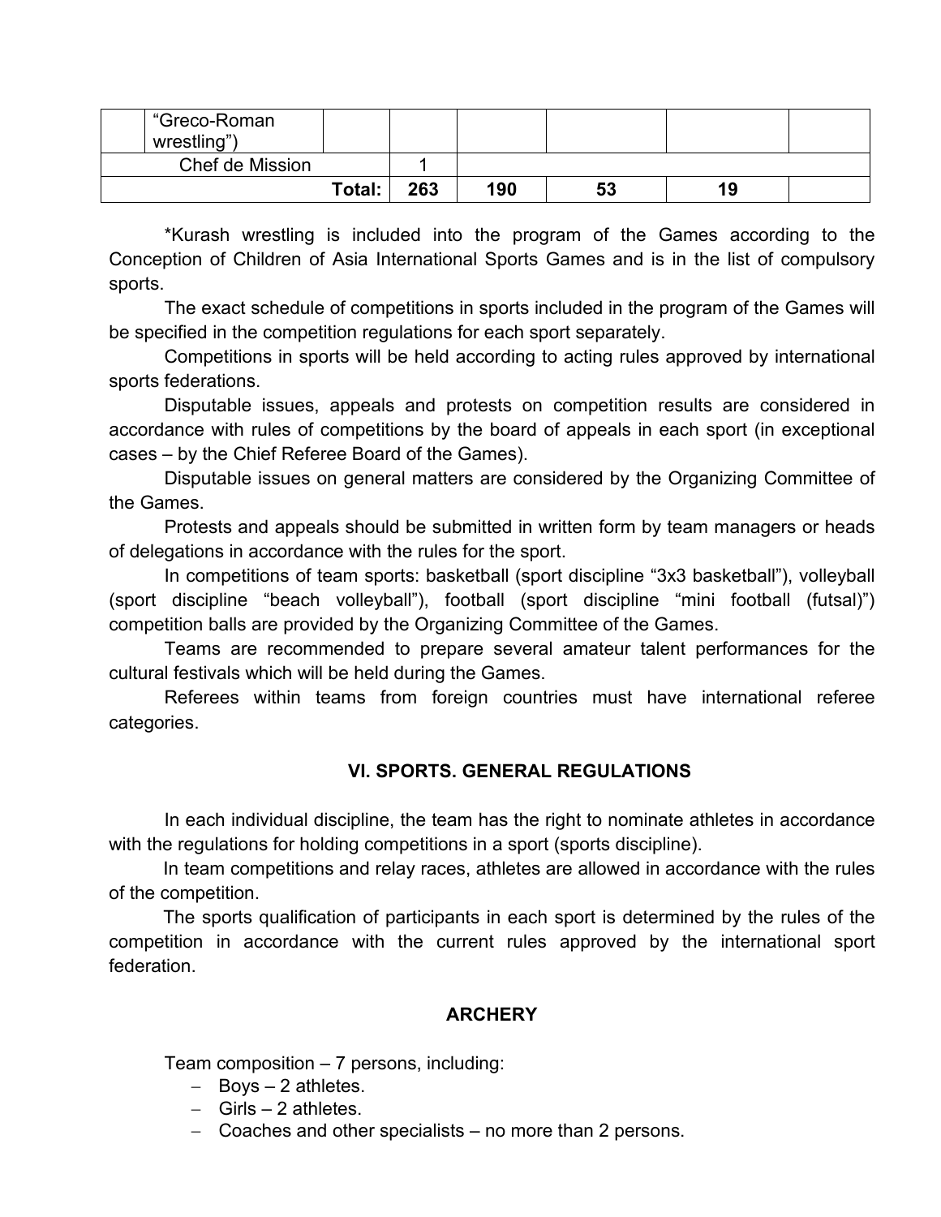|  | “Greco-Roman wrestling”) |  |  |  |  |  |  |
|---|---|---|---|---|---|---|---|
| Chef de Mission | | | 1 | | | | |
| | | **Total:** | **263** | **190** | **53** | **19** | |

*Kurash wrestling is included into the program of the Games according to the Conception of Children of Asia International Sports Games and is in the list of compulsory sports.

The exact schedule of competitions in sports included in the program of the Games will be specified in the competition regulations for each sport separately.

Competitions in sports will be held according to acting rules approved by international sports federations.

Disputable issues, appeals and protests on competition results are considered in accordance with rules of competitions by the board of appeals in each sport (in exceptional cases – by the Chief Referee Board of the Games).

Disputable issues on general matters are considered by the Organizing Committee of the Games.

Protests and appeals should be submitted in written form by team managers or heads of delegations in accordance with the rules for the sport.

In competitions of team sports: basketball (sport discipline “3x3 basketball”), volleyball (sport discipline “beach volleyball”), football (sport discipline “mini football (futsal)”) competition balls are provided by the Organizing Committee of the Games.

Teams are recommended to prepare several amateur talent performances for the cultural festivals which will be held during the Games.

Referees within teams from foreign countries must have international referee categories.

## VI. SPORTS. GENERAL REGULATIONS

In each individual discipline, the team has the right to nominate athletes in accordance with the regulations for holding competitions in a sport (sports discipline).

In team competitions and relay races, athletes are allowed in accordance with the rules of the competition.

The sports qualification of participants in each sport is determined by the rules of the competition in accordance with the current rules approved by the international sport federation.

### ARCHERY

Team composition – 7 persons, including:

- Boys – 2 athletes.
- Girls – 2 athletes.
- Coaches and other specialists – no more than 2 persons.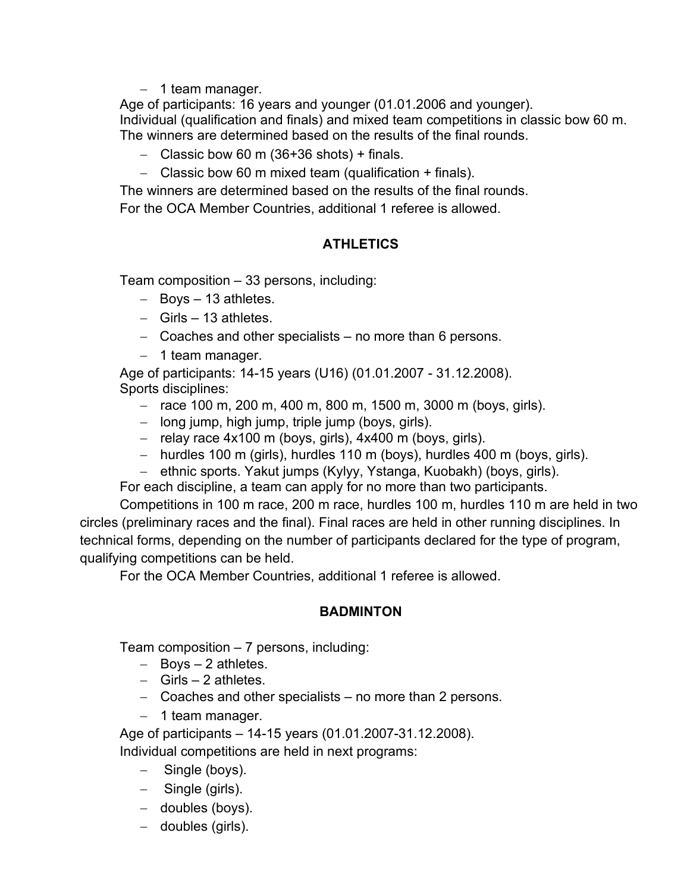- 1 team manager.

Age of participants: 16 years and younger (01.01.2006 and younger).
Individual (qualification and finals) and mixed team competitions in classic bow 60 m.
The winners are determined based on the results of the final rounds.

- Classic bow 60 m (36+36 shots) + finals.
- Classic bow 60 m mixed team (qualification + finals).

The winners are determined based on the results of the final rounds.
For the OCA Member Countries, additional 1 referee is allowed.

## ATHLETICS

Team composition – 33 persons, including:

- Boys – 13 athletes.
- Girls – 13 athletes.
- Coaches and other specialists – no more than 6 persons.
- 1 team manager.

Age of participants: 14-15 years (U16) (01.01.2007 - 31.12.2008).
Sports disciplines:

- race 100 m, 200 m, 400 m, 800 m, 1500 m, 3000 m (boys, girls).
- long jump, high jump, triple jump (boys, girls).
- relay race 4x100 m (boys, girls), 4x400 m (boys, girls).
- hurdles 100 m (girls), hurdles 110 m (boys), hurdles 400 m (boys, girls).
- ethnic sports. Yakut jumps (Kylyy, Ystanga, Kuobakh) (boys, girls).

For each discipline, a team can apply for no more than two participants.

Competitions in 100 m race, 200 m race, hurdles 100 m, hurdles 110 m are held in two circles (preliminary races and the final). Final races are held in other running disciplines. In technical forms, depending on the number of participants declared for the type of program, qualifying competitions can be held.

For the OCA Member Countries, additional 1 referee is allowed.

## BADMINTON

Team composition – 7 persons, including:

- Boys – 2 athletes.
- Girls – 2 athletes.
- Coaches and other specialists – no more than 2 persons.
- 1 team manager.

Age of participants – 14-15 years (01.01.2007-31.12.2008).
Individual competitions are held in next programs:

- Single (boys).
- Single (girls).
- doubles (boys).
- doubles (girls).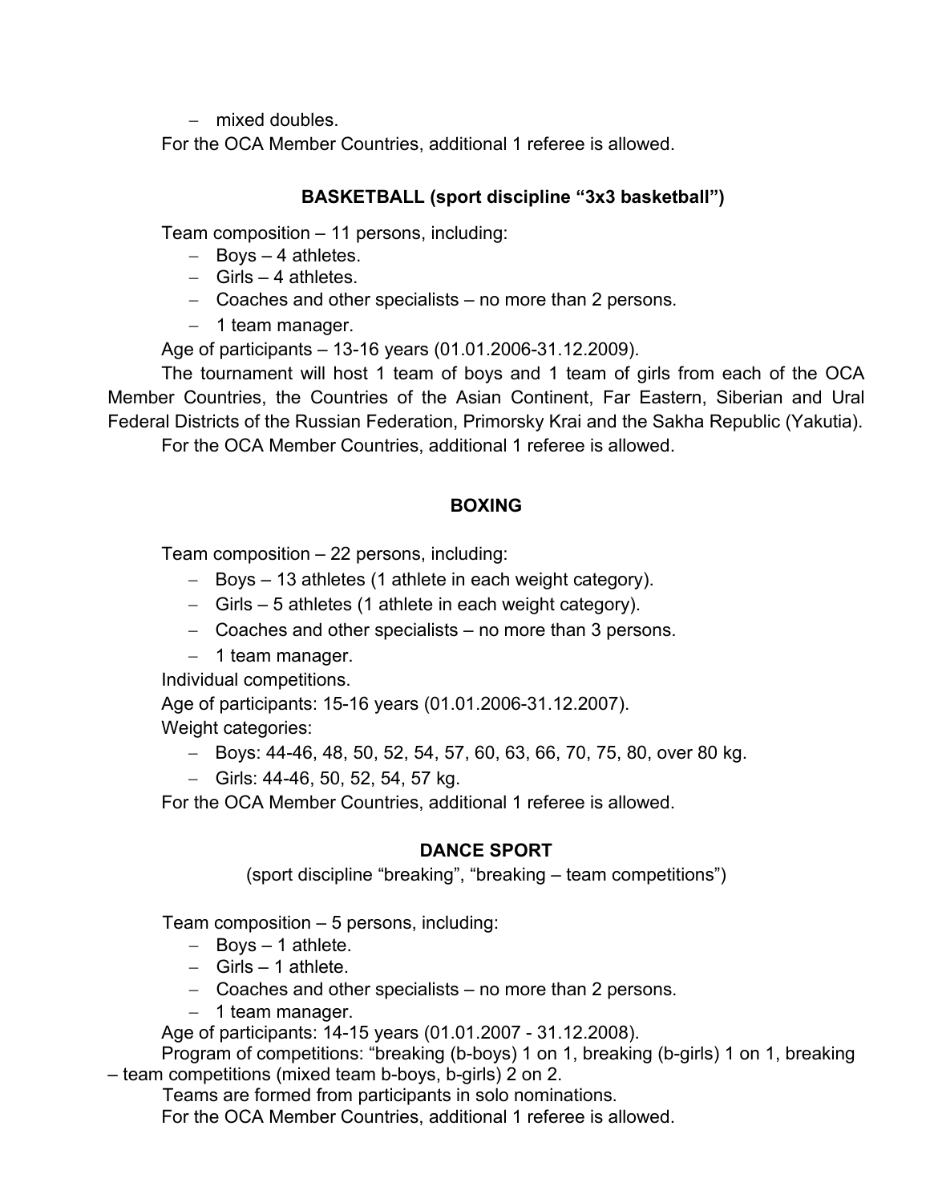- mixed doubles.

For the OCA Member Countries, additional 1 referee is allowed.

### BASKETBALL (sport discipline "3x3 basketball")

Team composition – 11 persons, including:

- Boys – 4 athletes.
- Girls – 4 athletes.
- Coaches and other specialists – no more than 2 persons.
- 1 team manager.

Age of participants – 13-16 years (01.01.2006-31.12.2009).

The tournament will host 1 team of boys and 1 team of girls from each of the OCA Member Countries, the Countries of the Asian Continent, Far Eastern, Siberian and Ural Federal Districts of the Russian Federation, Primorsky Krai and the Sakha Republic (Yakutia).

For the OCA Member Countries, additional 1 referee is allowed.

### BOXING

Team composition – 22 persons, including:

- Boys – 13 athletes (1 athlete in each weight category).
- Girls – 5 athletes (1 athlete in each weight category).
- Coaches and other specialists – no more than 3 persons.
- 1 team manager.

Individual competitions.

Age of participants: 15-16 years (01.01.2006-31.12.2007).

Weight categories:

- Boys: 44-46, 48, 50, 52, 54, 57, 60, 63, 66, 70, 75, 80, over 80 kg.
- Girls: 44-46, 50, 52, 54, 57 kg.

For the OCA Member Countries, additional 1 referee is allowed.

### DANCE SPORT

(sport discipline "breaking", "breaking – team competitions")

Team composition – 5 persons, including:

- Boys – 1 athlete.
- Girls – 1 athlete.
- Coaches and other specialists – no more than 2 persons.
- 1 team manager.

Age of participants: 14-15 years (01.01.2007 - 31.12.2008).

Program of competitions: "breaking (b-boys) 1 on 1, breaking (b-girls) 1 on 1, breaking – team competitions (mixed team b-boys, b-girls) 2 on 2.

Teams are formed from participants in solo nominations.

For the OCA Member Countries, additional 1 referee is allowed.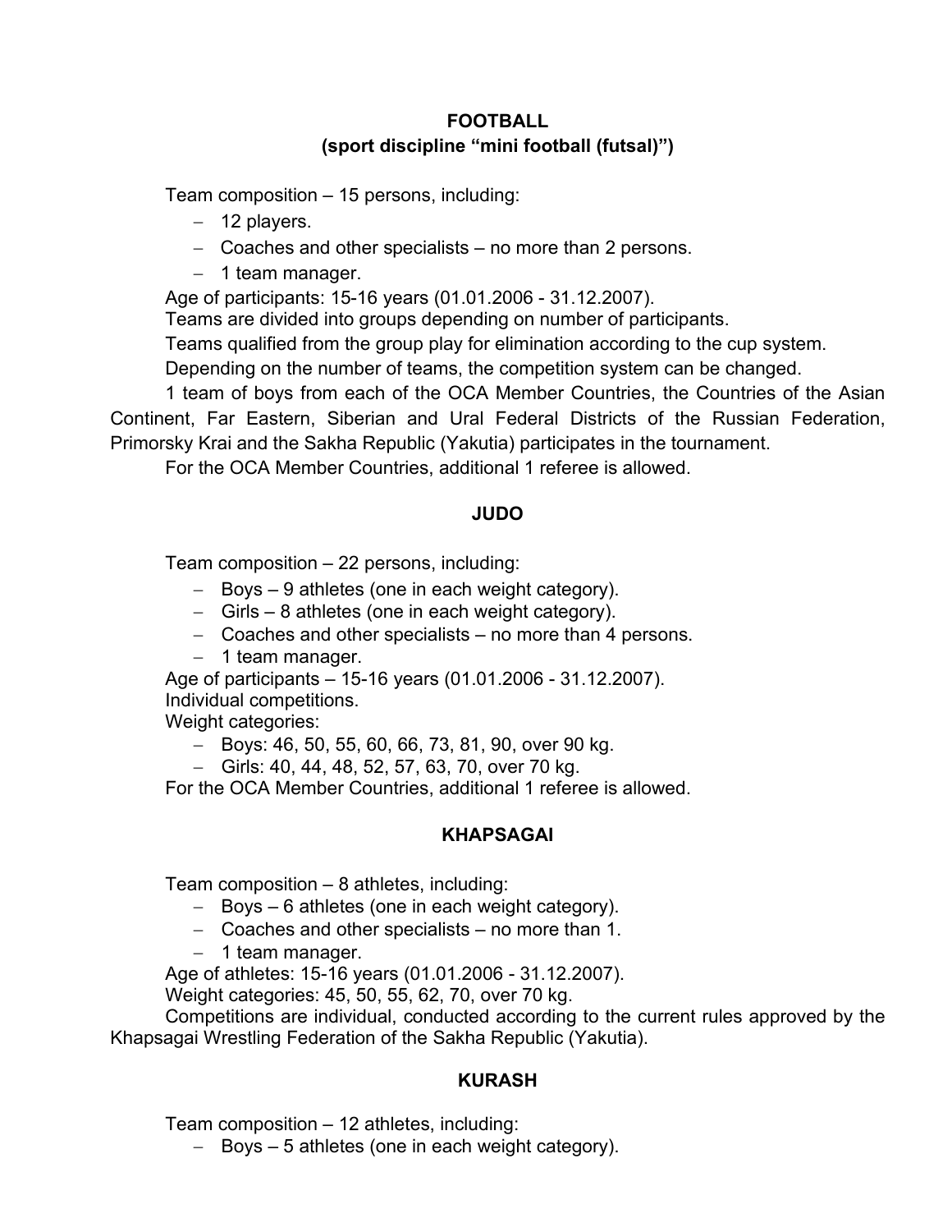## FOOTBALL
### (sport discipline “mini football (futsal)”)

Team composition – 15 persons, including:

- 12 players.
- Coaches and other specialists – no more than 2 persons.
- 1 team manager.

Age of participants: 15-16 years (01.01.2006 - 31.12.2007).

Teams are divided into groups depending on number of participants.

Teams qualified from the group play for elimination according to the cup system.

Depending on the number of teams, the competition system can be changed.

1 team of boys from each of the OCA Member Countries, the Countries of the Asian Continent, Far Eastern, Siberian and Ural Federal Districts of the Russian Federation, Primorsky Krai and the Sakha Republic (Yakutia) participates in the tournament.

For the OCA Member Countries, additional 1 referee is allowed.

## JUDO

Team composition – 22 persons, including:

- Boys – 9 athletes (one in each weight category).
- Girls – 8 athletes (one in each weight category).
- Coaches and other specialists – no more than 4 persons.
- 1 team manager.

Age of participants – 15-16 years (01.01.2006 - 31.12.2007).

Individual competitions.

Weight categories:

- Boys: 46, 50, 55, 60, 66, 73, 81, 90, over 90 kg.
- Girls: 40, 44, 48, 52, 57, 63, 70, over 70 kg.

For the OCA Member Countries, additional 1 referee is allowed.

## KHAPSAGAI

Team composition – 8 athletes, including:

- Boys – 6 athletes (one in each weight category).
- Coaches and other specialists – no more than 1.
- 1 team manager.

Age of athletes: 15-16 years (01.01.2006 - 31.12.2007).

Weight categories: 45, 50, 55, 62, 70, over 70 kg.

Competitions are individual, conducted according to the current rules approved by the Khapsagai Wrestling Federation of the Sakha Republic (Yakutia).

## KURASH

Team composition – 12 athletes, including:

- Boys – 5 athletes (one in each weight category).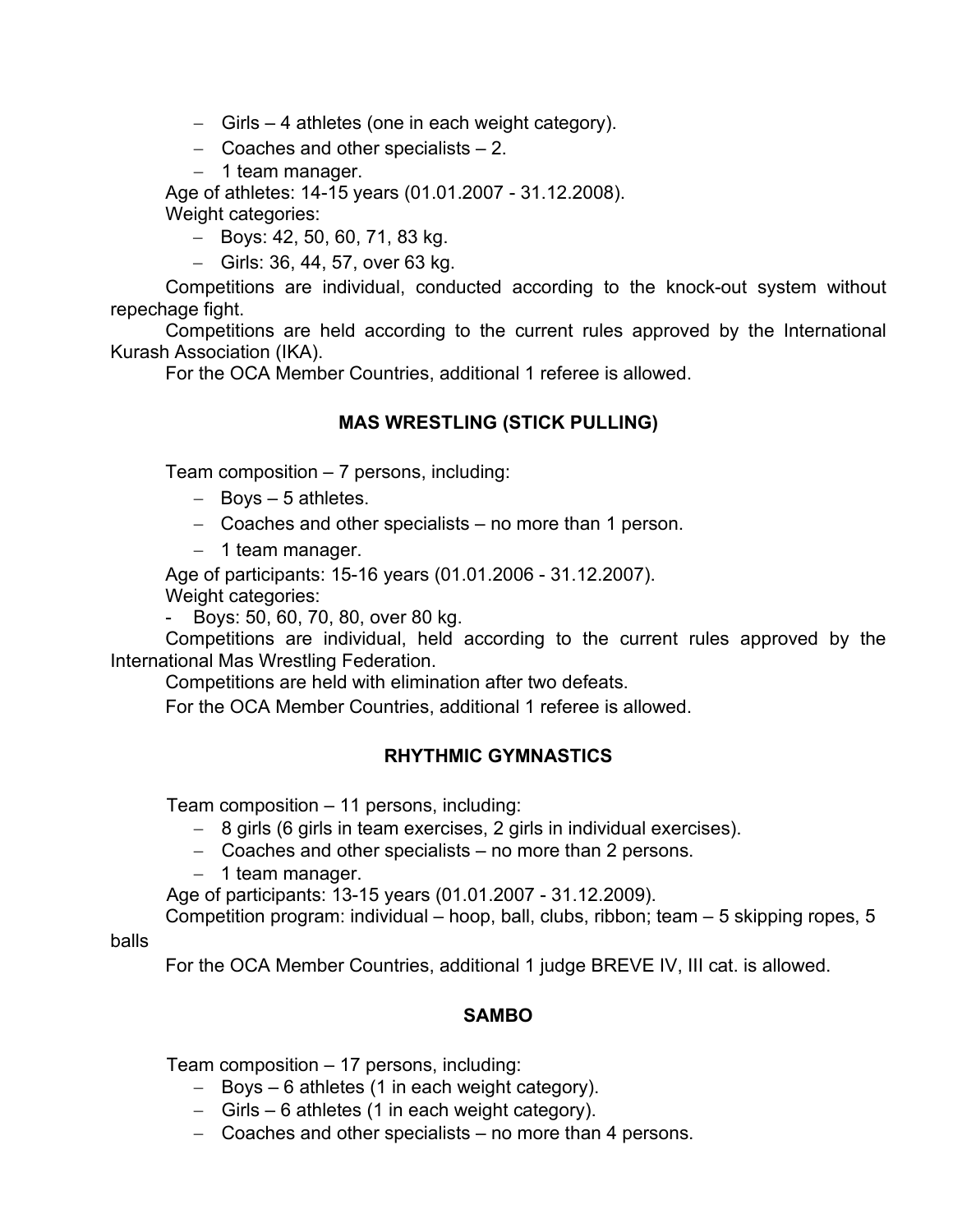- Girls – 4 athletes (one in each weight category).
- Coaches and other specialists – 2.
- 1 team manager.

Age of athletes: 14-15 years (01.01.2007 - 31.12.2008).

Weight categories:

- Boys: 42, 50, 60, 71, 83 kg.
- Girls: 36, 44, 57, over 63 kg.

Competitions are individual, conducted according to the knock-out system without repechage fight.

Competitions are held according to the current rules approved by the International Kurash Association (IKA).

For the OCA Member Countries, additional 1 referee is allowed.

**MAS WRESTLING (STICK PULLING)**

Team composition – 7 persons, including:

- Boys – 5 athletes.
- Coaches and other specialists – no more than 1 person.
- 1 team manager.

Age of participants: 15-16 years (01.01.2006 - 31.12.2007).

Weight categories:

- Boys: 50, 60, 70, 80, over 80 kg.

Competitions are individual, held according to the current rules approved by the International Mas Wrestling Federation.

Competitions are held with elimination after two defeats.

For the OCA Member Countries, additional 1 referee is allowed.

**RHYTHMIC GYMNASTICS**

Team composition – 11 persons, including:

- 8 girls (6 girls in team exercises, 2 girls in individual exercises).
- Coaches and other specialists – no more than 2 persons.
- 1 team manager.

Age of participants: 13-15 years (01.01.2007 - 31.12.2009).

Competition program: individual – hoop, ball, clubs, ribbon; team – 5 skipping ropes, 5 balls

For the OCA Member Countries, additional 1 judge BREVE IV, III cat. is allowed.

**SAMBO**

Team composition – 17 persons, including:

- Boys – 6 athletes (1 in each weight category).
- Girls – 6 athletes (1 in each weight category).
- Coaches and other specialists – no more than 4 persons.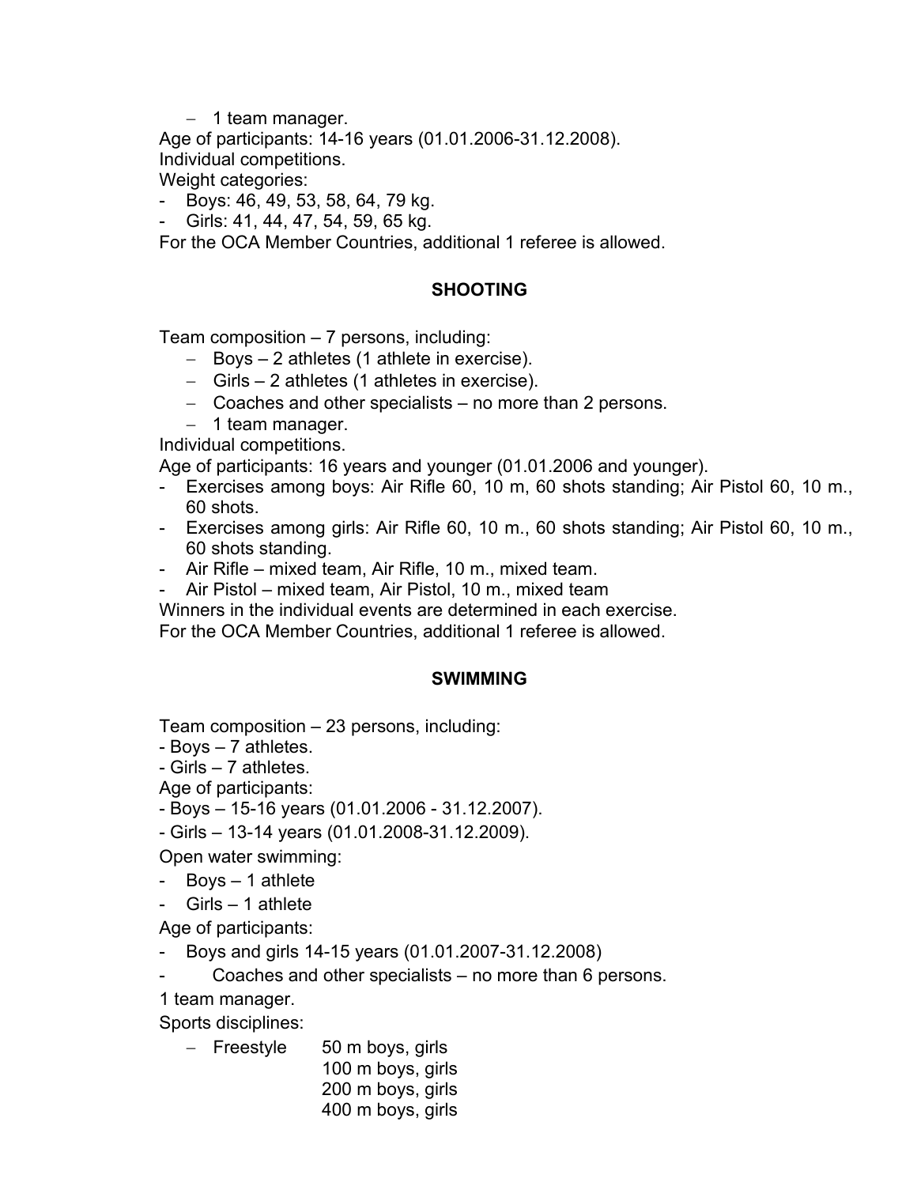- 1 team manager.

Age of participants: 14-16 years (01.01.2006-31.12.2008).

Individual competitions.

Weight categories:

- Boys: 46, 49, 53, 58, 64, 79 kg.
- Girls: 41, 44, 47, 54, 59, 65 kg.

For the OCA Member Countries, additional 1 referee is allowed.

## SHOOTING

Team composition – 7 persons, including:

- Boys – 2 athletes (1 athlete in exercise).
- Girls – 2 athletes (1 athletes in exercise).
- Coaches and other specialists – no more than 2 persons.
- 1 team manager.

Individual competitions.

Age of participants: 16 years and younger (01.01.2006 and younger).

- Exercises among boys: Air Rifle 60, 10 m, 60 shots standing; Air Pistol 60, 10 m., 60 shots.
- Exercises among girls: Air Rifle 60, 10 m., 60 shots standing; Air Pistol 60, 10 m., 60 shots standing.
- Air Rifle – mixed team, Air Rifle, 10 m., mixed team.
- Air Pistol – mixed team, Air Pistol, 10 m., mixed team

Winners in the individual events are determined in each exercise.

For the OCA Member Countries, additional 1 referee is allowed.

## SWIMMING

Team composition – 23 persons, including:

- Boys – 7 athletes.
- Girls – 7 athletes.

Age of participants:

- Boys – 15-16 years (01.01.2006 - 31.12.2007).
- Girls – 13-14 years (01.01.2008-31.12.2009).

Open water swimming:

- Boys – 1 athlete
- Girls – 1 athlete

Age of participants:

- Boys and girls 14-15 years (01.01.2007-31.12.2008)
- Coaches and other specialists – no more than 6 persons.

1 team manager.

Sports disciplines:

- Freestyle 50 m boys, girls
  100 m boys, girls
  200 m boys, girls
  400 m boys, girls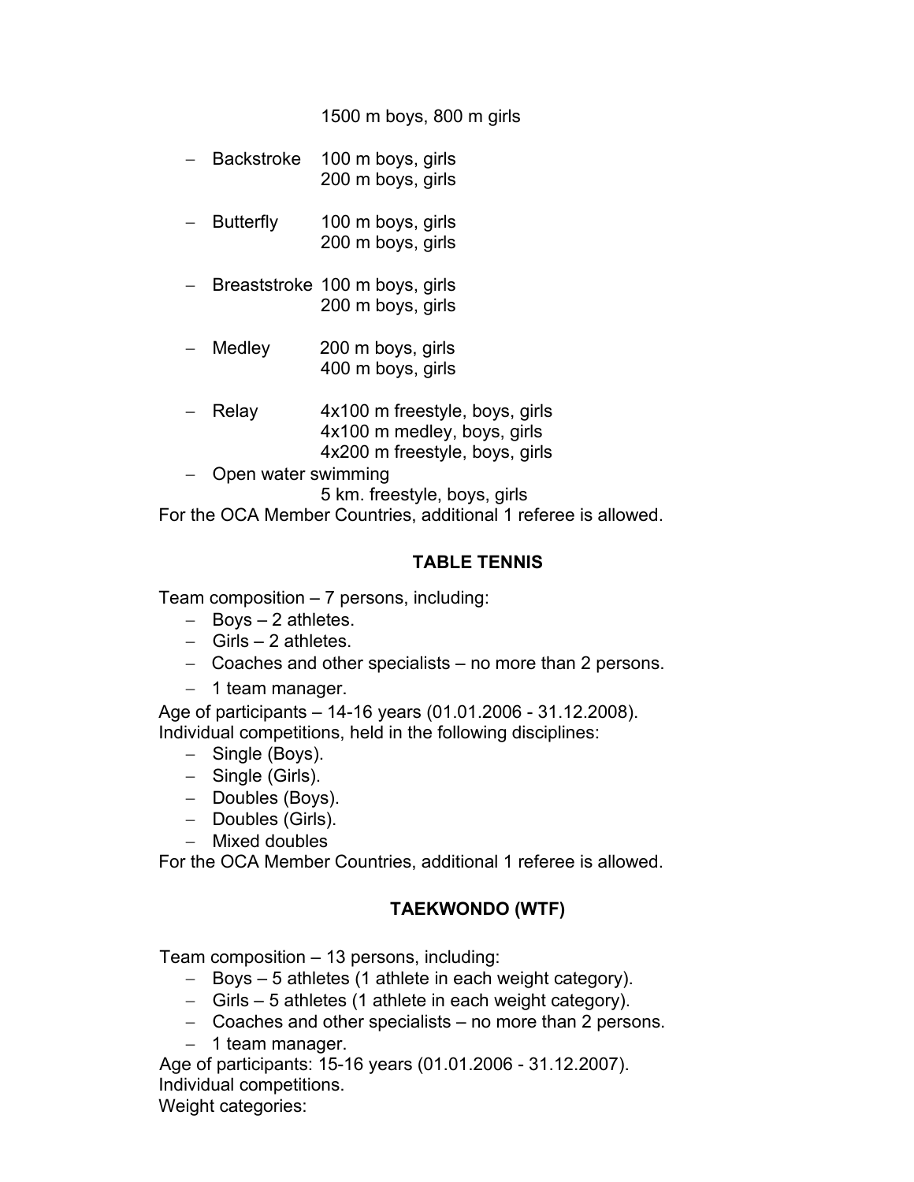1500 m boys, 800 m girls

- Backstroke 100 m boys, girls
  200 m boys, girls
- Butterfly 100 m boys, girls
  200 m boys, girls
- Breaststroke 100 m boys, girls
  200 m boys, girls
- Medley 200 m boys, girls
  400 m boys, girls
- Relay 4x100 m freestyle, boys, girls
  4x100 m medley, boys, girls
  4x200 m freestyle, boys, girls
- Open water swimming
  5 km. freestyle, boys, girls

For the OCA Member Countries, additional 1 referee is allowed.

## TABLE TENNIS

Team composition – 7 persons, including:

- Boys – 2 athletes.
- Girls – 2 athletes.
- Coaches and other specialists – no more than 2 persons.
- 1 team manager.

Age of participants – 14-16 years (01.01.2006 - 31.12.2008).
Individual competitions, held in the following disciplines:

- Single (Boys).
- Single (Girls).
- Doubles (Boys).
- Doubles (Girls).
- Mixed doubles

For the OCA Member Countries, additional 1 referee is allowed.

## TAEKWONDO (WTF)

Team composition – 13 persons, including:

- Boys – 5 athletes (1 athlete in each weight category).
- Girls – 5 athletes (1 athlete in each weight category).
- Coaches and other specialists – no more than 2 persons.
- 1 team manager.

Age of participants: 15-16 years (01.01.2006 - 31.12.2007).
Individual competitions.
Weight categories: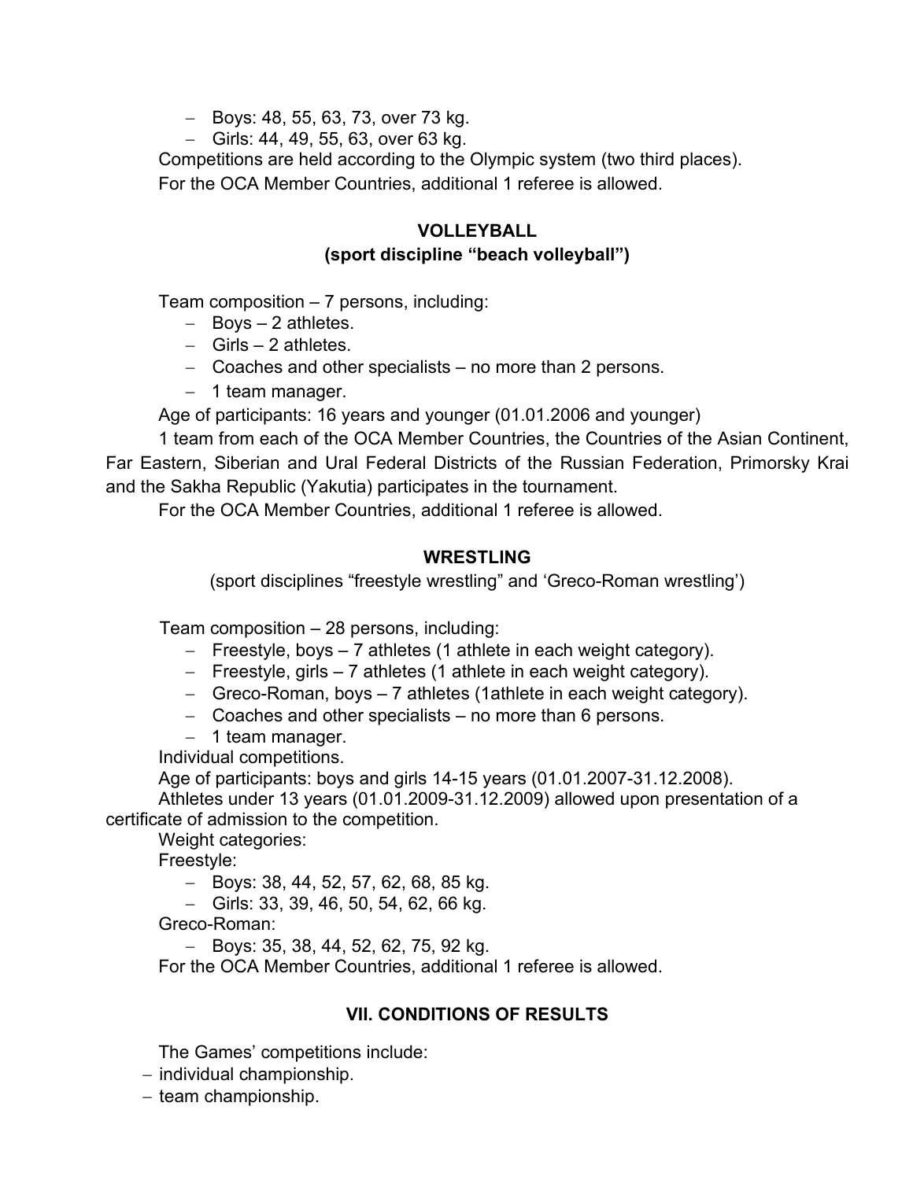- Boys: 48, 55, 63, 73, over 73 kg.
- Girls: 44, 49, 55, 63, over 63 kg.

Competitions are held according to the Olympic system (two third places).

For the OCA Member Countries, additional 1 referee is allowed.

**VOLLEYBALL**

**(sport discipline "beach volleyball")**

Team composition – 7 persons, including:

- Boys – 2 athletes.
- Girls – 2 athletes.
- Coaches and other specialists – no more than 2 persons.
- 1 team manager.

Age of participants: 16 years and younger (01.01.2006 and younger)

1 team from each of the OCA Member Countries, the Countries of the Asian Continent, Far Eastern, Siberian and Ural Federal Districts of the Russian Federation, Primorsky Krai and the Sakha Republic (Yakutia) participates in the tournament.

For the OCA Member Countries, additional 1 referee is allowed.

**WRESTLING**

(sport disciplines "freestyle wrestling" and 'Greco-Roman wrestling')

Team composition – 28 persons, including:

- Freestyle, boys – 7 athletes (1 athlete in each weight category).
- Freestyle, girls – 7 athletes (1 athlete in each weight category).
- Greco-Roman, boys – 7 athletes (1athlete in each weight category).
- Coaches and other specialists – no more than 6 persons.
- 1 team manager.

Individual competitions.

Age of participants: boys and girls 14-15 years (01.01.2007-31.12.2008).

Athletes under 13 years (01.01.2009-31.12.2009) allowed upon presentation of a certificate of admission to the competition.

Weight categories:

Freestyle:

- Boys: 38, 44, 52, 57, 62, 68, 85 kg.
- Girls: 33, 39, 46, 50, 54, 62, 66 kg.

Greco-Roman:

- Boys: 35, 38, 44, 52, 62, 75, 92 kg.

For the OCA Member Countries, additional 1 referee is allowed.

## VII. CONDITIONS OF RESULTS

The Games' competitions include:

- individual championship.
- team championship.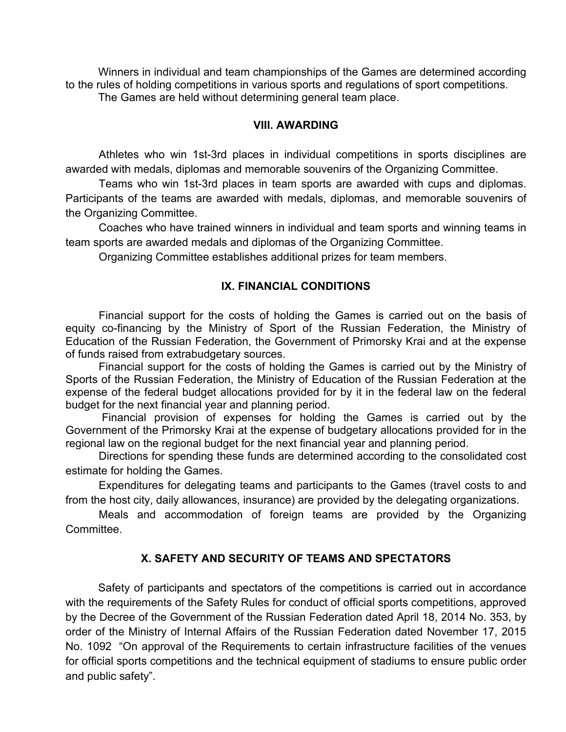Winners in individual and team championships of the Games are determined according to the rules of holding competitions in various sports and regulations of sport competitions.

The Games are held without determining general team place.

## VIII. AWARDING

Athletes who win 1st-3rd places in individual competitions in sports disciplines are awarded with medals, diplomas and memorable souvenirs of the Organizing Committee.

Teams who win 1st-3rd places in team sports are awarded with cups and diplomas. Participants of the teams are awarded with medals, diplomas, and memorable souvenirs of the Organizing Committee.

Coaches who have trained winners in individual and team sports and winning teams in team sports are awarded medals and diplomas of the Organizing Committee.

Organizing Committee establishes additional prizes for team members.

## IX. FINANCIAL CONDITIONS

Financial support for the costs of holding the Games is carried out on the basis of equity co-financing by the Ministry of Sport of the Russian Federation, the Ministry of Education of the Russian Federation, the Government of Primorsky Krai and at the expense of funds raised from extrabudgetary sources.

Financial support for the costs of holding the Games is carried out by the Ministry of Sports of the Russian Federation, the Ministry of Education of the Russian Federation at the expense of the federal budget allocations provided for by it in the federal law on the federal budget for the next financial year and planning period.

Financial provision of expenses for holding the Games is carried out by the Government of the Primorsky Krai at the expense of budgetary allocations provided for in the regional law on the regional budget for the next financial year and planning period.

Directions for spending these funds are determined according to the consolidated cost estimate for holding the Games.

Expenditures for delegating teams and participants to the Games (travel costs to and from the host city, daily allowances, insurance) are provided by the delegating organizations.

Meals and accommodation of foreign teams are provided by the Organizing Committee.

## X. SAFETY AND SECURITY OF TEAMS AND SPECTATORS

Safety of participants and spectators of the competitions is carried out in accordance with the requirements of the Safety Rules for conduct of official sports competitions, approved by the Decree of the Government of the Russian Federation dated April 18, 2014 No. 353, by order of the Ministry of Internal Affairs of the Russian Federation dated November 17, 2015 No. 1092 "On approval of the Requirements to certain infrastructure facilities of the venues for official sports competitions and the technical equipment of stadiums to ensure public order and public safety".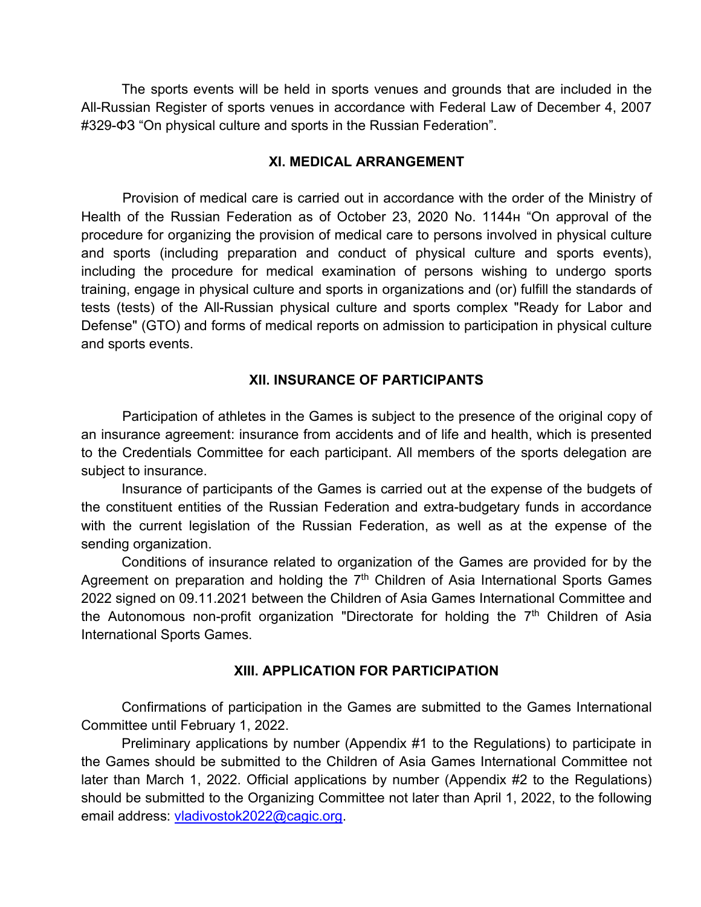The sports events will be held in sports venues and grounds that are included in the All-Russian Register of sports venues in accordance with Federal Law of December 4, 2007 #329-ФЗ "On physical culture and sports in the Russian Federation".

## XI. MEDICAL ARRANGEMENT

Provision of medical care is carried out in accordance with the order of the Ministry of Health of the Russian Federation as of October 23, 2020 No. 1144н "On approval of the procedure for organizing the provision of medical care to persons involved in physical culture and sports (including preparation and conduct of physical culture and sports events), including the procedure for medical examination of persons wishing to undergo sports training, engage in physical culture and sports in organizations and (or) fulfill the standards of tests (tests) of the All-Russian physical culture and sports complex "Ready for Labor and Defense" (GTO) and forms of medical reports on admission to participation in physical culture and sports events.

## XII. INSURANCE OF PARTICIPANTS

Participation of athletes in the Games is subject to the presence of the original copy of an insurance agreement: insurance from accidents and of life and health, which is presented to the Credentials Committee for each participant. All members of the sports delegation are subject to insurance.

Insurance of participants of the Games is carried out at the expense of the budgets of the constituent entities of the Russian Federation and extra-budgetary funds in accordance with the current legislation of the Russian Federation, as well as at the expense of the sending organization.

Conditions of insurance related to organization of the Games are provided for by the Agreement on preparation and holding the 7th Children of Asia International Sports Games 2022 signed on 09.11.2021 between the Children of Asia Games International Committee and the Autonomous non-profit organization "Directorate for holding the 7th Children of Asia International Sports Games.

## XIII. APPLICATION FOR PARTICIPATION

Confirmations of participation in the Games are submitted to the Games International Committee until February 1, 2022.

Preliminary applications by number (Appendix #1 to the Regulations) to participate in the Games should be submitted to the Children of Asia Games International Committee not later than March 1, 2022. Official applications by number (Appendix #2 to the Regulations) should be submitted to the Organizing Committee not later than April 1, 2022, to the following email address: vladivostok2022@cagic.org.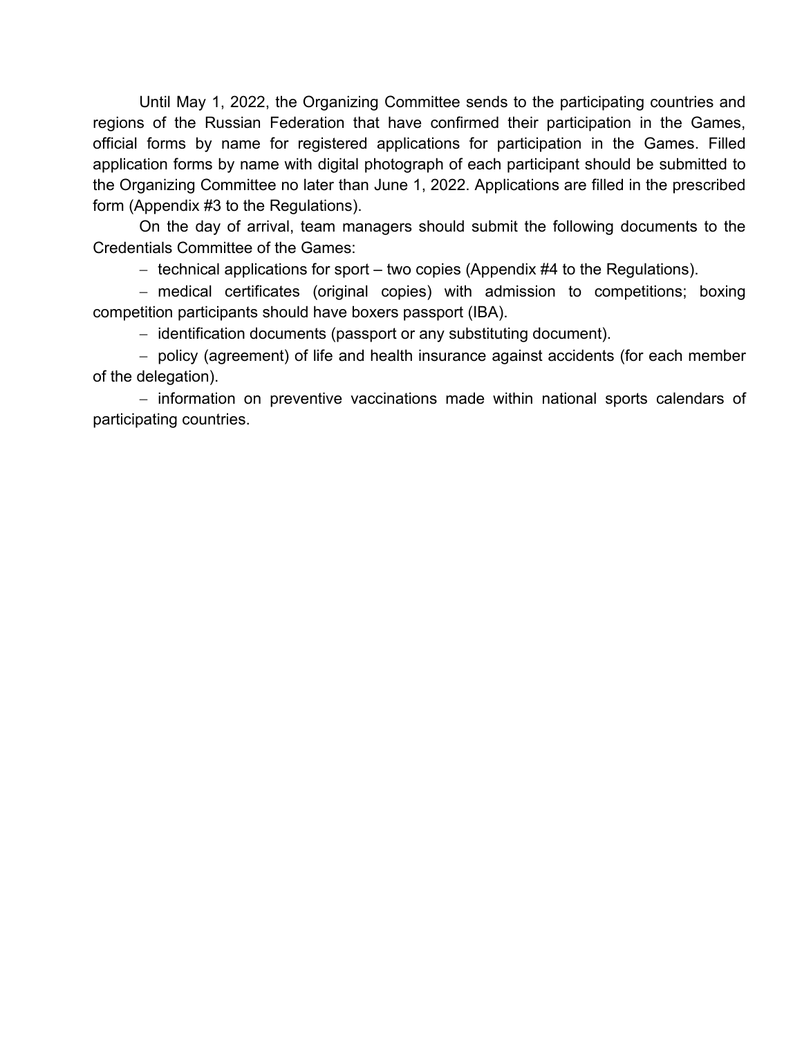Until May 1, 2022, the Organizing Committee sends to the participating countries and regions of the Russian Federation that have confirmed their participation in the Games, official forms by name for registered applications for participation in the Games. Filled application forms by name with digital photograph of each participant should be submitted to the Organizing Committee no later than June 1, 2022. Applications are filled in the prescribed form (Appendix #3 to the Regulations).

On the day of arrival, team managers should submit the following documents to the Credentials Committee of the Games:

- technical applications for sport – two copies (Appendix #4 to the Regulations).
- medical certificates (original copies) with admission to competitions; boxing competition participants should have boxers passport (IBA).
- identification documents (passport or any substituting document).
- policy (agreement) of life and health insurance against accidents (for each member of the delegation).
- information on preventive vaccinations made within national sports calendars of participating countries.